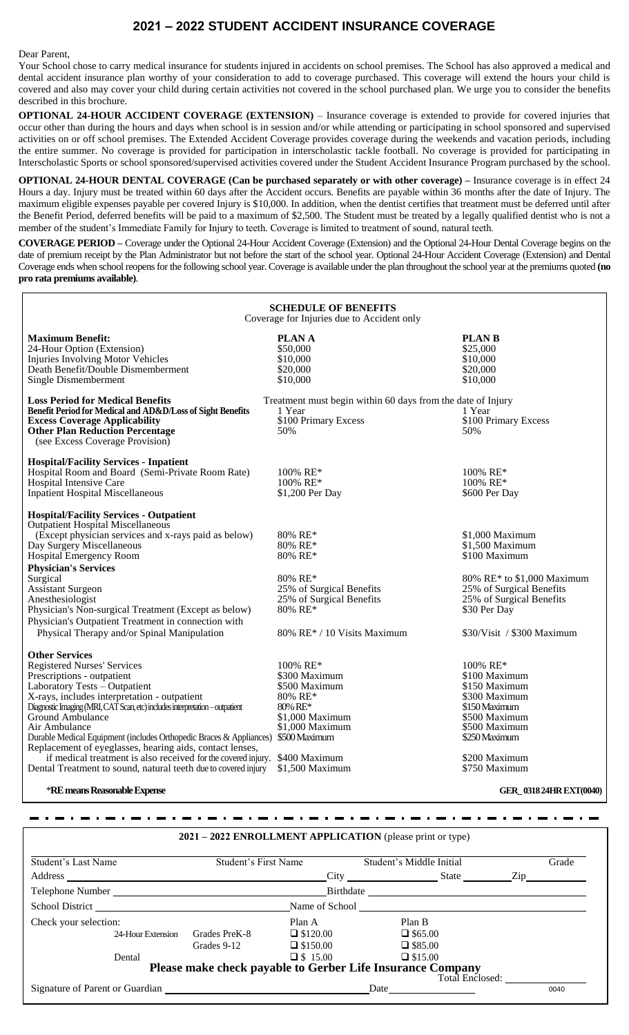# 2021 – 2022 STUDENT ACCIDENT INSURANCE COVERAGE

Dear Parent,

Your School chose to carry medical insurance for students injured in accidents on school premises. The School has also approved a medical and dental accident insurance plan worthy of your consideration to add to coverage purchased. This coverage will extend the hours your child is covered and also may cover your child during certain activities not covered in the school purchased plan. We urge you to consider the benefits described in this brochure.

**OPTIONAL 24-HOUR ACCIDENT COVERAGE (EXTENSION)** – Insurance coverage is extended to provide for covered injuries that occur other than during the hours and days when school is in session and/or while attending or participating in school sponsored and supervised activities on or off school premises. The Extended Accident Coverage provides coverage during the weekends and vacation periods, including the entire summer. No coverage is provided for participation in interscholastic tackle football. No coverage is provided for participating in Interscholastic Sports or school sponsored/supervised activities covered under the Student Accident Insurance Program purchased by the school.

**OPTIONAL 24-HOUR DENTAL COVERAGE (Can be purchased separately or with other coverage)** – Insurance coverage is in effect 24 Hours a day. Injury must be treated within 60 days after the Accident occurs. Benefits are payable within 36 months after the date of Injury. The maximum eligible expenses payable per covered Injury is $10,000. In addition, when the dentist certifies that treatment must be deferred until after the Benefit Period, deferred benefits will be paid to a maximum of $2,500. The Student must be treated by a legally qualified dentist who is not a member of the student's Immediate Family for Injury to teeth. Coverage is limited to treatment of sound, natural teeth.

**COVERAGE PERIOD** – Coverage under the Optional 24-Hour Accident Coverage (Extension) and the Optional 24-Hour Dental Coverage begins on the date of premium receipt by the Plan Administrator but not before the start of the school year. Optional 24-Hour Accident Coverage (Extension) and Dental Coverage ends when school reopens for the following school year. Coverage is available under the plan throughout the school year at the premiums quoted **(no pro rata premiums available)**.

## SCHEDULE OF BENEFITS

Coverage for Injuries due to Accident only

| | PLAN A | PLAN B |
|---|---|---|
| **Maximum Benefit:** | | |
| 24-Hour Option (Extension) | $50,000 | $25,000 |
| Injuries Involving Motor Vehicles | $10,000 | $10,000 |
| Death Benefit/Double Dismemberment | $20,000 | $20,000 |
| Single Dismemberment | $10,000 | $10,000 |
| **Loss Period for Medical Benefits** | Treatment must begin within 60 days from the date of Injury | |
| **Benefit Period for Medical and AD&D/Loss of Sight Benefits** | 1 Year | 1 Year |
| **Excess Coverage Applicability** | $100 Primary Excess | $100 Primary Excess |
| **Other Plan Reduction Percentage** (see Excess Coverage Provision) | 50% | 50% |
| **Hospital/Facility Services - Inpatient** | | |
| Hospital Room and Board (Semi-Private Room Rate) | 100% RE* | 100% RE* |
| Hospital Intensive Care | 100% RE* | 100% RE* |
| Inpatient Hospital Miscellaneous | $1,200 Per Day | $600 Per Day |
| **Hospital/Facility Services - Outpatient** | | |
| Outpatient Hospital Miscellaneous (Except physician services and x-rays paid as below) | 80% RE* | $1,000 Maximum |
| Day Surgery Miscellaneous | 80% RE* | $1,500 Maximum |
| Hospital Emergency Room | 80% RE* | $100 Maximum |
| **Physician's Services** | | |
| Surgical | 80% RE* | 80% RE* to $1,000 Maximum |
| Assistant Surgeon | 25% of Surgical Benefits | 25% of Surgical Benefits |
| Anesthesiologist | 25% of Surgical Benefits | 25% of Surgical Benefits |
| Physician's Non-surgical Treatment (Except as below) | 80% RE* | $30 Per Day |
| Physician's Outpatient Treatment in connection with Physical Therapy and/or Spinal Manipulation | 80% RE* / 10 Visits Maximum | $30/Visit / $300 Maximum |
| **Other Services** | | |
| Registered Nurses' Services | 100% RE* | 100% RE* |
| Prescriptions - outpatient | $300 Maximum | $100 Maximum |
| Laboratory Tests – Outpatient | $500 Maximum | $150 Maximum |
| X-rays, includes interpretation - outpatient | 80% RE* | $300 Maximum |
| Diagnostic Imaging (MRI, CAT Scan, etc) includes interpretation – outpatient | 80% RE* | $150 Maximum |
| Ground Ambulance | $1,000 Maximum | $500 Maximum |
| Air Ambulance | $1,000 Maximum | $500 Maximum |
| Durable Medical Equipment (includes Orthopedic Braces & Appliances) | $500 Maximum | $250 Maximum |
| Replacement of eyeglasses, hearing aids, contact lenses, if medical treatment is also received for the covered injury. | $400 Maximum | $200 Maximum |
| Dental Treatment to sound, natural teeth due to covered injury | $1,500 Maximum | $750 Maximum |

**\*RE means Reasonable Expense**

**GER_0318 24HR EXT(0040)**

## 2021 – 2022 ENROLLMENT APPLICATION (please print or type)

Student's Last Name ______ Student's First Name ______ Student's Middle Initial ______ Grade ______

Address ______ City ______ State ______ Zip ______

Telephone Number ______ Birthdate ______

School District ______ Name of School ______

Check your selection:

| | | Plan A | Plan B |
|---|---|---|---|
| 24-Hour Extension | Grades PreK-8 | ☐ $120.00 | ☐ $65.00 |
| | Grades 9-12 | ☐ $150.00 | ☐ $85.00 |
| Dental | | ☐ $ 15.00 | ☐ $15.00 |

**Please make check payable to Gerber Life Insurance Company**

Total Enclosed: ______

Signature of Parent or Guardian ______ Date ______

0040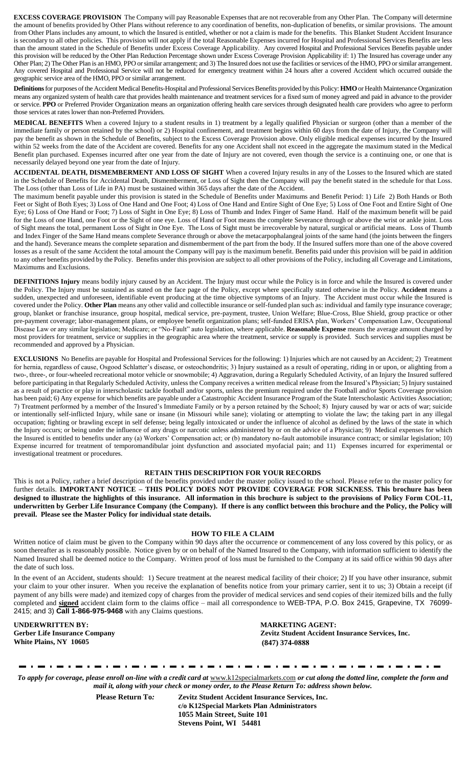**EXCESS COVERAGE PROVISION** The Company will pay Reasonable Expenses that are not recoverable from any Other Plan. The Company will determine the amount of benefits provided by Other Plans without reference to any coordination of benefits, non-duplication of benefits, or similar provisions. The amount from Other Plans includes any amount, to which the Insured is entitled, whether or not a claim is made for the benefits. This Blanket Student Accident Insurance is secondary to all other policies. This provision will not apply if the total Reasonable Expenses incurred for Hospital and Professional Services Benefits are less than the amount stated in the Schedule of Benefits under Excess Coverage Applicability. Any covered Hospital and Professional Services Benefits payable under this provision will be reduced by the Other Plan Reduction Percentage shown under Excess Coverage Provision Applicability if: 1) The Insured has coverage under any Other Plan; 2) The Other Plan is an HMO, PPO or similar arrangement; and 3) The Insured does not use the facilities or services of the HMO, PPO or similar arrangement. Any covered Hospital and Professional Service will not be reduced for emergency treatment within 24 hours after a covered Accident which occurred outside the geographic service area of the HMO, PPO or similar arrangement.

**Definitions** for purposes of the Accident Medical Benefits-Hospital and Professional Services Benefits provided by this Policy: **HMO** or Health Maintenance Organization means any organized system of health care that provides health maintenance and treatment services for a fixed sum of money agreed and paid in advance to the provider or service. **PPO** or Preferred Provider Organization means an organization offering health care services through designated health care providers who agree to perform those services at rates lower than non-Preferred Providers.

**MEDICAL BENEFITS** When a covered Injury to a student results in 1) treatment by a legally qualified Physician or surgeon (other than a member of the immediate family or person retained by the school) or 2) Hospital confinement, and treatment begins within 60 days from the date of Injury, the Company will pay the benefit as shown in the Schedule of Benefits, subject to the Excess Coverage Provision above. Only eligible medical expenses incurred by the Insured within 52 weeks from the date of the Accident are covered. Benefits for any one Accident shall not exceed in the aggregate the maximum stated in the Medical Benefit plan purchased. Expenses incurred after one year from the date of Injury are not covered, even though the service is a continuing one, or one that is necessarily delayed beyond one year from the date of Injury.

**ACCIDENTAL DEATH, DISMEMBERMENT AND LOSS OF SIGHT** When a covered Injury results in any of the Losses to the Insured which are stated in the Schedule of Benefits for Accidental Death, Dismemberment, or Loss of Sight then the Company will pay the benefit stated in the schedule for that Loss. The Loss (other than Loss of Life in PA) must be sustained within 365 days after the date of the Accident.

The maximum benefit payable under this provision is stated in the Schedule of Benefits under Maximums and Benefit Period: 1) Life 2) Both Hands or Both Feet or Sight of Both Eyes; 3) Loss of One Hand and One Foot; 4) Loss of One Hand and Entire Sight of One Eye; 5) Loss of One Foot and Entire Sight of One Eye; 6) Loss of One Hand or Foot; 7) Loss of Sight in One Eye; 8) Loss of Thumb and Index Finger of Same Hand. Half of the maximum benefit will be paid for the Loss of one Hand, one Foot or the Sight of one eye. Loss of Hand or Foot means the complete Severance through or above the wrist or ankle joint. Loss of Sight means the total, permanent Loss of Sight in One Eye. The Loss of Sight must be irrecoverable by natural, surgical or artificial means. Loss of Thumb and Index Finger of the Same Hand means complete Severance through or above the metacarpophalangeal joints of the same hand (the joints between the fingers and the hand). Severance means the complete separation and dismemberment of the part from the body. If the Insured suffers more than one of the above covered losses as a result of the same Accident the total amount the Company will pay is the maximum benefit. Benefits paid under this provision will be paid in addition to any other benefits provided by the Policy. Benefits under this provision are subject to all other provisions of the Policy, including all Coverage and Limitations, Maximums and Exclusions.

**DEFINITIONS Injury** means bodily injury caused by an Accident. The Injury must occur while the Policy is in force and while the Insured is covered under the Policy. The Injury must be sustained as stated on the face page of the Policy, except where specifically stated otherwise in the Policy. **Accident** means a sudden, unexpected and unforeseen, identifiable event producing at the time objective symptoms of an Injury. The Accident must occur while the Insured is covered under the Policy. **Other Plan** means any other valid and collectible insurance or self-funded plan such as: individual and family type insurance coverage; group, blanket or franchise insurance, group hospital, medical service, pre-payment, trustee, Union Welfare; Blue-Cross, Blue Shield, group practice or other pre-payment coverage; labor-management plans, or employee benefit organization plans; self-funded ERISA plan, Workers' Compensation Law, Occupational Disease Law or any similar legislation; Medicare; or "No-Fault" auto legislation, where applicable. **Reasonable Expense** means the average amount charged by most providers for treatment, service or supplies in the geographic area where the treatment, service or supply is provided. Such services and supplies must be recommended and approved by a Physician.

**EXCLUSIONS** No Benefits are payable for Hospital and Professional Services for the following: 1) Injuries which are not caused by an Accident; 2) Treatment for hernia, regardless of cause, Osgood Schlatter's disease, or osteochondritis; 3) Injury sustained as a result of operating, riding in or upon, or alighting from a two-, three-, or four-wheeled recreational motor vehicle or snowmobile; 4) Aggravation, during a Regularly Scheduled Activity, of an Injury the Insured suffered before participating in that Regularly Scheduled Activity, unless the Company receives a written medical release from the Insured's Physician; 5) Injury sustained as a result of practice or play in interscholastic tackle football and/or sports, unless the premium required under the Football and/or Sports Coverage provision has been paid; 6) Any expense for which benefits are payable under a Catastrophic Accident Insurance Program of the State Interscholastic Activities Association; 7) Treatment performed by a member of the Insured's Immediate Family or by a person retained by the School; 8) Injury caused by war or acts of war; suicide or intentionally self-inflicted Injury, while sane or insane (in Missouri while sane); violating or attempting to violate the law; the taking part in any illegal occupation; fighting or brawling except in self defense; being legally intoxicated or under the influence of alcohol as defined by the laws of the state in which the Injury occurs; or being under the influence of any drugs or narcotic unless administered by or on the advice of a Physician; 9) Medical expenses for which the Insured is entitled to benefits under any (a) Workers' Compensation act; or (b) mandatory no-fault automobile insurance contract; or similar legislation; 10) Expense incurred for treatment of temporomandibular joint dysfunction and associated myofacial pain; and 11) Expenses incurred for experimental or investigational treatment or procedures.

## RETAIN THIS DESCRIPTION FOR YOUR RECORDS

This is not a Policy, rather a brief description of the benefits provided under the master policy issued to the school. Please refer to the master policy for further details. **IMPORTANT NOTICE – THIS POLICY DOES NOT PROVIDE COVERAGE FOR SICKNESS. This brochure has been designed to illustrate the highlights of this insurance. All information in this brochure is subject to the provisions of Policy Form COL-11, underwritten by Gerber Life Insurance Company (the Company). If there is any conflict between this brochure and the Policy, the Policy will prevail. Please see the Master Policy for individual state details.**

## HOW TO FILE A CLAIM

Written notice of claim must be given to the Company within 90 days after the occurrence or commencement of any loss covered by this policy, or as soon thereafter as is reasonably possible. Notice given by or on behalf of the Named Insured to the Company, with information sufficient to identify the Named Insured shall be deemed notice to the Company. Written proof of loss must be furnished to the Company at its said office within 90 days after the date of such loss.

In the event of an Accident, students should: 1) Secure treatment at the nearest medical facility of their choice; 2) If you have other insurance, submit your claim to your other insurer. When you receive the explanation of benefits notice from your primary carrier, sent it to us; 3) Obtain a receipt (if payment of any bills were made) and itemized copy of charges from the provider of medical services and send copies of their itemized bills and the fully completed and **signed** accident claim form to the claims office – mail all correspondence to WEB-TPA, P.O. Box 2415, Grapevine, TX 76099-2415; and 3) **Call 1-866-975-9468** with any Claims questions.

**UNDERWRITTEN BY:**
**Gerber Life Insurance Company**
**White Plains, NY 10605**

**MARKETING AGENT:**
**Zevitz Student Accident Insurance Services, Inc.**
**(847) 374-0888**

*To apply for coverage, please enroll on-line with a credit card at* www.k12specialmarkets.com *or cut along the dotted line, complete the form and mail it, along with your check or money order, to the Please Return To: address shown below.*

**Please Return To:** **Zevitz Student Accident Insurance Services, Inc.**
**c/o K12Special Markets Plan Administrators**
**1055 Main Street, Suite 101**
**Stevens Point, WI 54481**